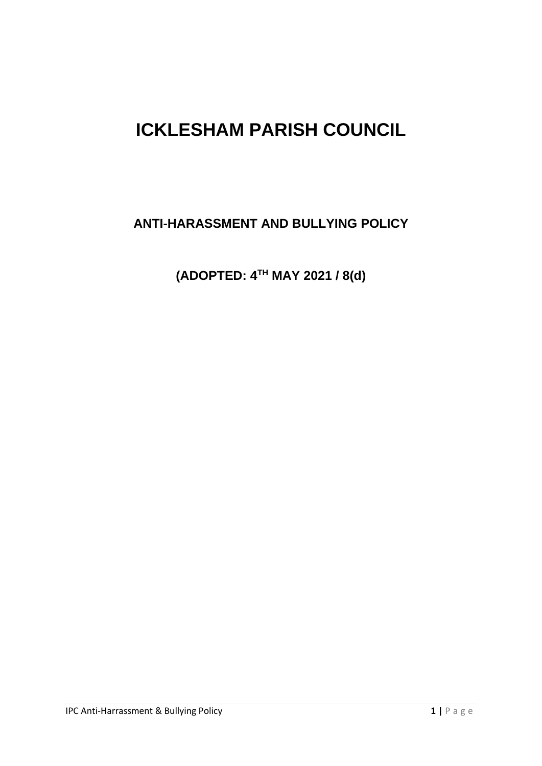# ICKLESHAM PARISH COUNCIL

## ANTI-HARASSMENT AND BULLYING POLICY

## (ADOPTED: 4TH MAY 2021 / 8(d))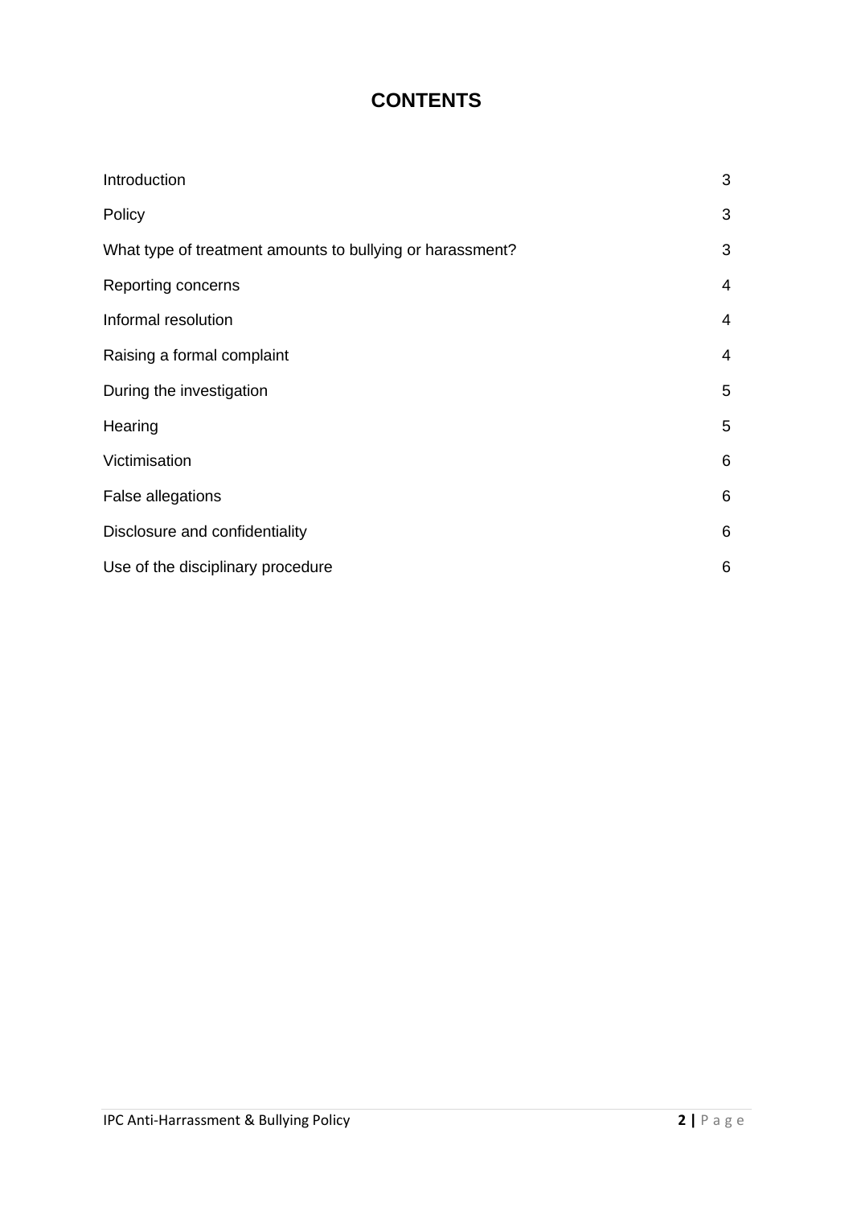# CONTENTS

| | |
|---|---|
| Introduction | 3 |
| Policy | 3 |
| What type of treatment amounts to bullying or harassment? | 3 |
| Reporting concerns | 4 |
| Informal resolution | 4 |
| Raising a formal complaint | 4 |
| During the investigation | 5 |
| Hearing | 5 |
| Victimisation | 6 |
| False allegations | 6 |
| Disclosure and confidentiality | 6 |
| Use of the disciplinary procedure | 6 |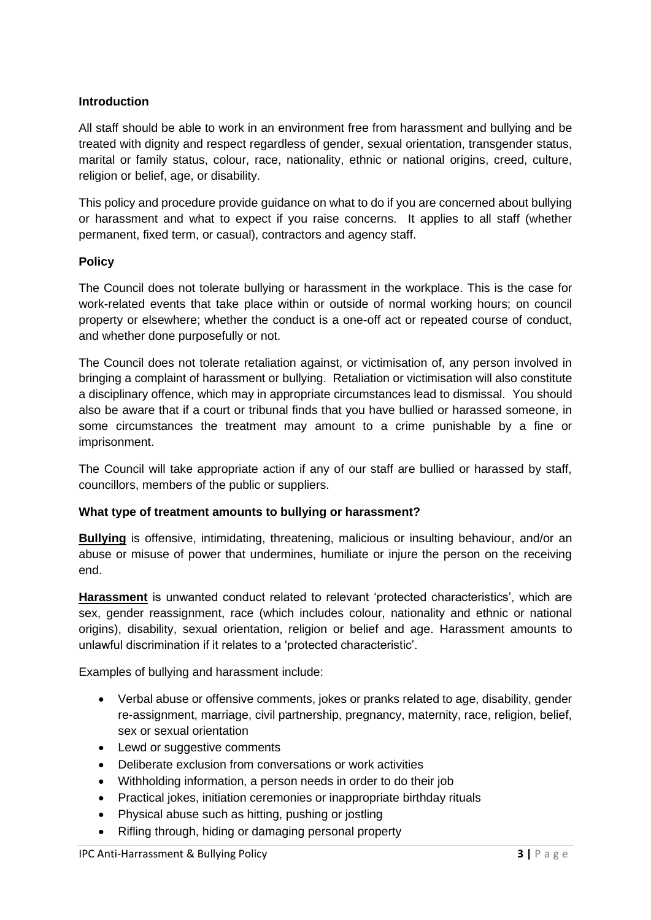**Introduction**

All staff should be able to work in an environment free from harassment and bullying and be treated with dignity and respect regardless of gender, sexual orientation, transgender status, marital or family status, colour, race, nationality, ethnic or national origins, creed, culture, religion or belief, age, or disability.

This policy and procedure provide guidance on what to do if you are concerned about bullying or harassment and what to expect if you raise concerns. It applies to all staff (whether permanent, fixed term, or casual), contractors and agency staff.

**Policy**

The Council does not tolerate bullying or harassment in the workplace. This is the case for work-related events that take place within or outside of normal working hours; on council property or elsewhere; whether the conduct is a one-off act or repeated course of conduct, and whether done purposefully or not.

The Council does not tolerate retaliation against, or victimisation of, any person involved in bringing a complaint of harassment or bullying. Retaliation or victimisation will also constitute a disciplinary offence, which may in appropriate circumstances lead to dismissal. You should also be aware that if a court or tribunal finds that you have bullied or harassed someone, in some circumstances the treatment may amount to a crime punishable by a fine or imprisonment.

The Council will take appropriate action if any of our staff are bullied or harassed by staff, councillors, members of the public or suppliers.

**What type of treatment amounts to bullying or harassment?**

**Bullying** is offensive, intimidating, threatening, malicious or insulting behaviour, and/or an abuse or misuse of power that undermines, humiliate or injure the person on the receiving end.

**Harassment** is unwanted conduct related to relevant 'protected characteristics', which are sex, gender reassignment, race (which includes colour, nationality and ethnic or national origins), disability, sexual orientation, religion or belief and age. Harassment amounts to unlawful discrimination if it relates to a 'protected characteristic'.

Examples of bullying and harassment include:

- Verbal abuse or offensive comments, jokes or pranks related to age, disability, gender re-assignment, marriage, civil partnership, pregnancy, maternity, race, religion, belief, sex or sexual orientation
- Lewd or suggestive comments
- Deliberate exclusion from conversations or work activities
- Withholding information, a person needs in order to do their job
- Practical jokes, initiation ceremonies or inappropriate birthday rituals
- Physical abuse such as hitting, pushing or jostling
- Rifling through, hiding or damaging personal property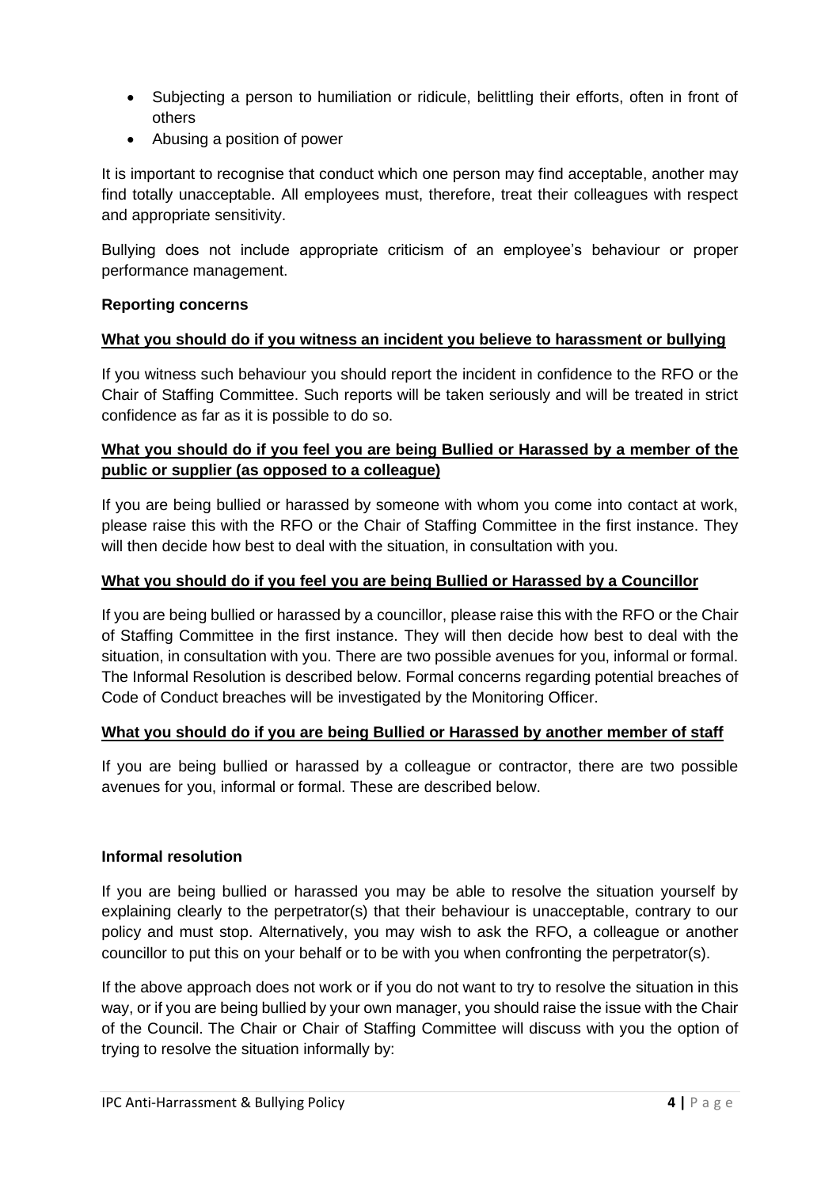- Subjecting a person to humiliation or ridicule, belittling their efforts, often in front of others
- Abusing a position of power

It is important to recognise that conduct which one person may find acceptable, another may find totally unacceptable. All employees must, therefore, treat their colleagues with respect and appropriate sensitivity.

Bullying does not include appropriate criticism of an employee's behaviour or proper performance management.

**Reporting concerns**

**<u>What you should do if you witness an incident you believe to harassment or bullying</u>**

If you witness such behaviour you should report the incident in confidence to the RFO or the Chair of Staffing Committee. Such reports will be taken seriously and will be treated in strict confidence as far as it is possible to do so.

**<u>What you should do if you feel you are being Bullied or Harassed by a member of the public or supplier (as opposed to a colleague)</u>**

If you are being bullied or harassed by someone with whom you come into contact at work, please raise this with the RFO or the Chair of Staffing Committee in the first instance. They will then decide how best to deal with the situation, in consultation with you.

**<u>What you should do if you feel you are being Bullied or Harassed by a Councillor</u>**

If you are being bullied or harassed by a councillor, please raise this with the RFO or the Chair of Staffing Committee in the first instance. They will then decide how best to deal with the situation, in consultation with you. There are two possible avenues for you, informal or formal. The Informal Resolution is described below. Formal concerns regarding potential breaches of Code of Conduct breaches will be investigated by the Monitoring Officer.

**<u>What you should do if you are being Bullied or Harassed by another member of staff</u>**

If you are being bullied or harassed by a colleague or contractor, there are two possible avenues for you, informal or formal. These are described below.

**Informal resolution**

If you are being bullied or harassed you may be able to resolve the situation yourself by explaining clearly to the perpetrator(s) that their behaviour is unacceptable, contrary to our policy and must stop. Alternatively, you may wish to ask the RFO, a colleague or another councillor to put this on your behalf or to be with you when confronting the perpetrator(s).

If the above approach does not work or if you do not want to try to resolve the situation in this way, or if you are being bullied by your own manager, you should raise the issue with the Chair of the Council. The Chair or Chair of Staffing Committee will discuss with you the option of trying to resolve the situation informally by: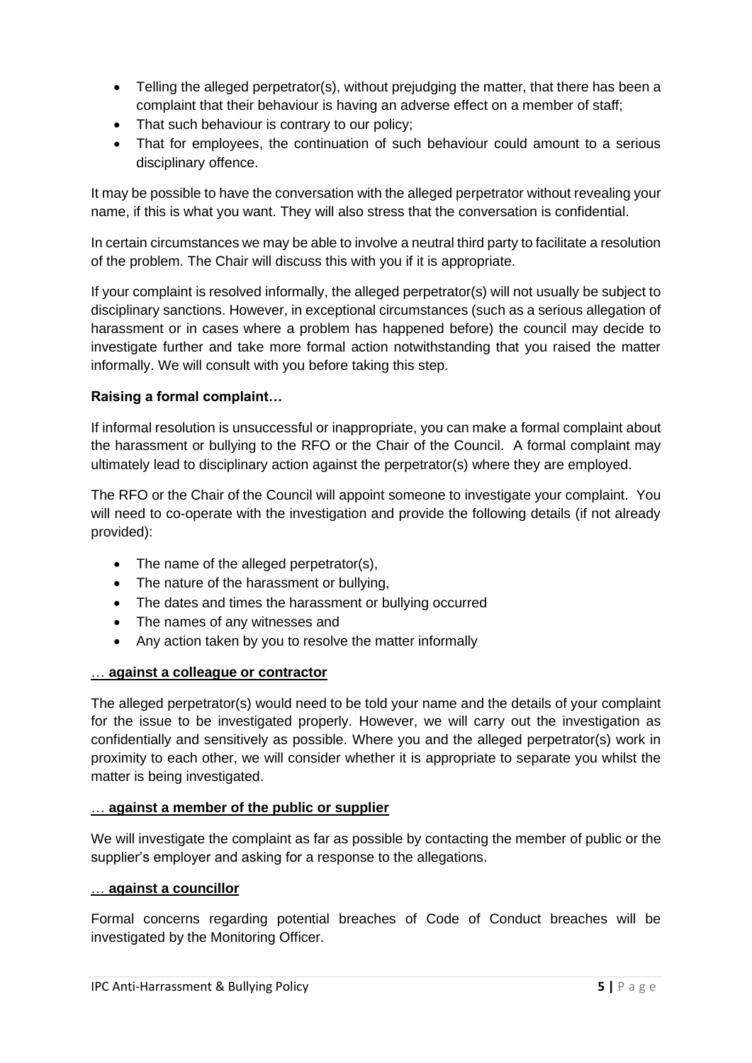- Telling the alleged perpetrator(s), without prejudging the matter, that there has been a complaint that their behaviour is having an adverse effect on a member of staff;
- That such behaviour is contrary to our policy;
- That for employees, the continuation of such behaviour could amount to a serious disciplinary offence.

It may be possible to have the conversation with the alleged perpetrator without revealing your name, if this is what you want. They will also stress that the conversation is confidential.

In certain circumstances we may be able to involve a neutral third party to facilitate a resolution of the problem. The Chair will discuss this with you if it is appropriate.

If your complaint is resolved informally, the alleged perpetrator(s) will not usually be subject to disciplinary sanctions. However, in exceptional circumstances (such as a serious allegation of harassment or in cases where a problem has happened before) the council may decide to investigate further and take more formal action notwithstanding that you raised the matter informally. We will consult with you before taking this step.

**Raising a formal complaint…**

If informal resolution is unsuccessful or inappropriate, you can make a formal complaint about the harassment or bullying to the RFO or the Chair of the Council. A formal complaint may ultimately lead to disciplinary action against the perpetrator(s) where they are employed.

The RFO or the Chair of the Council will appoint someone to investigate your complaint. You will need to co-operate with the investigation and provide the following details (if not already provided):

- The name of the alleged perpetrator(s),
- The nature of the harassment or bullying,
- The dates and times the harassment or bullying occurred
- The names of any witnesses and
- Any action taken by you to resolve the matter informally

**… against a colleague or contractor**

The alleged perpetrator(s) would need to be told your name and the details of your complaint for the issue to be investigated properly. However, we will carry out the investigation as confidentially and sensitively as possible. Where you and the alleged perpetrator(s) work in proximity to each other, we will consider whether it is appropriate to separate you whilst the matter is being investigated.

**… against a member of the public or supplier**

We will investigate the complaint as far as possible by contacting the member of public or the supplier's employer and asking for a response to the allegations.

**… against a councillor**

Formal concerns regarding potential breaches of Code of Conduct breaches will be investigated by the Monitoring Officer.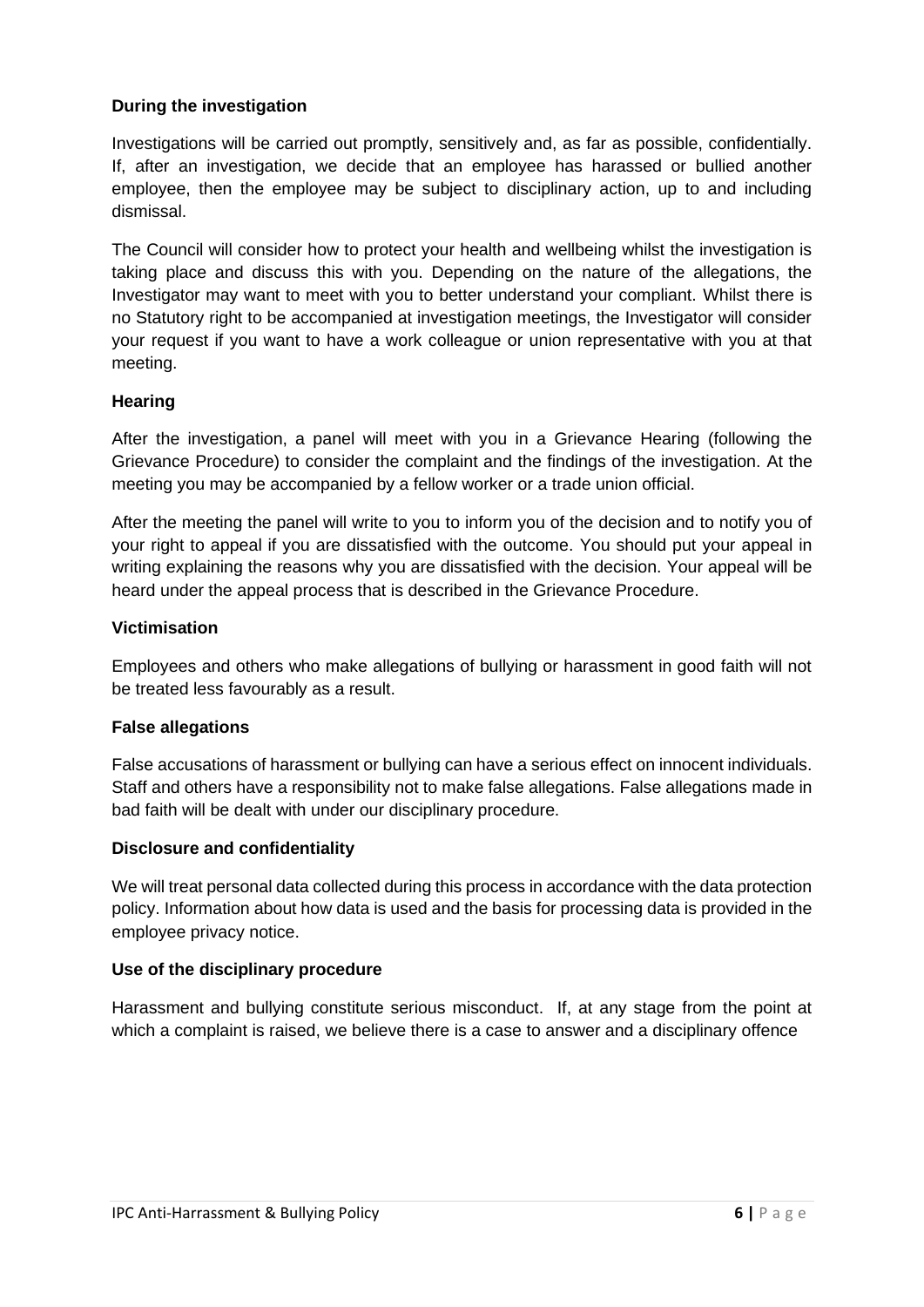**During the investigation**

Investigations will be carried out promptly, sensitively and, as far as possible, confidentially. If, after an investigation, we decide that an employee has harassed or bullied another employee, then the employee may be subject to disciplinary action, up to and including dismissal.

The Council will consider how to protect your health and wellbeing whilst the investigation is taking place and discuss this with you. Depending on the nature of the allegations, the Investigator may want to meet with you to better understand your compliant. Whilst there is no Statutory right to be accompanied at investigation meetings, the Investigator will consider your request if you want to have a work colleague or union representative with you at that meeting.

**Hearing**

After the investigation, a panel will meet with you in a Grievance Hearing (following the Grievance Procedure) to consider the complaint and the findings of the investigation. At the meeting you may be accompanied by a fellow worker or a trade union official.

After the meeting the panel will write to you to inform you of the decision and to notify you of your right to appeal if you are dissatisfied with the outcome. You should put your appeal in writing explaining the reasons why you are dissatisfied with the decision. Your appeal will be heard under the appeal process that is described in the Grievance Procedure.

**Victimisation**

Employees and others who make allegations of bullying or harassment in good faith will not be treated less favourably as a result.

**False allegations**

False accusations of harassment or bullying can have a serious effect on innocent individuals. Staff and others have a responsibility not to make false allegations. False allegations made in bad faith will be dealt with under our disciplinary procedure.

**Disclosure and confidentiality**

We will treat personal data collected during this process in accordance with the data protection policy. Information about how data is used and the basis for processing data is provided in the employee privacy notice.

**Use of the disciplinary procedure**

Harassment and bullying constitute serious misconduct. If, at any stage from the point at which a complaint is raised, we believe there is a case to answer and a disciplinary offence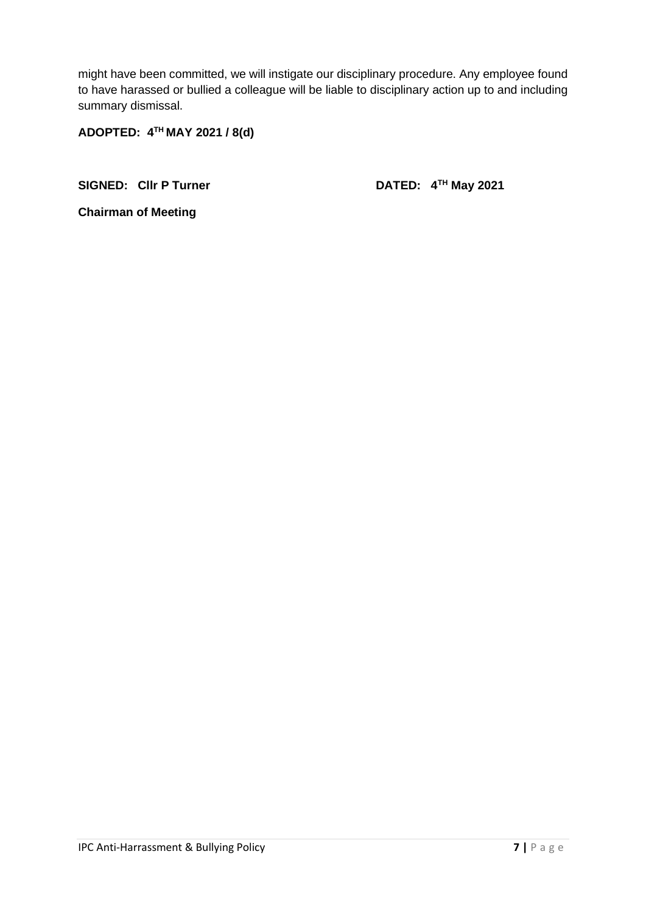might have been committed, we will instigate our disciplinary procedure. Any employee found to have harassed or bullied a colleague will be liable to disciplinary action up to and including summary dismissal.

**ADOPTED: 4TH MAY 2021 / 8(d)**

**SIGNED: Cllr P Turner** **DATED: 4TH May 2021**

**Chairman of Meeting**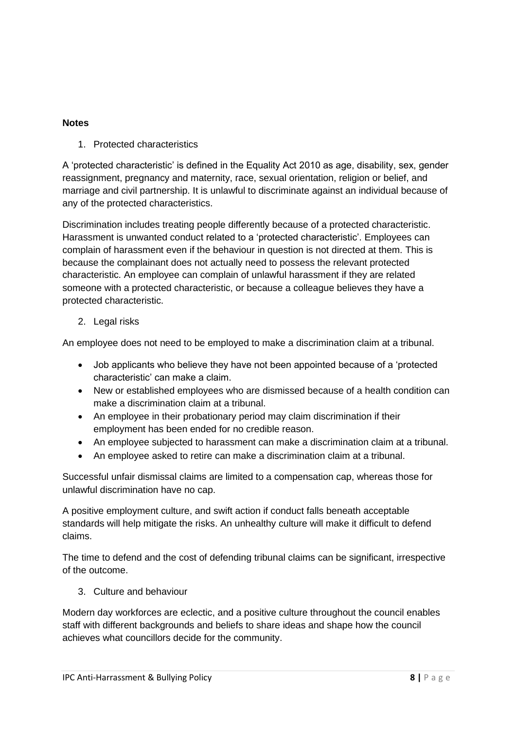**Notes**

1. Protected characteristics

A 'protected characteristic' is defined in the Equality Act 2010 as age, disability, sex, gender reassignment, pregnancy and maternity, race, sexual orientation, religion or belief, and marriage and civil partnership. It is unlawful to discriminate against an individual because of any of the protected characteristics.

Discrimination includes treating people differently because of a protected characteristic. Harassment is unwanted conduct related to a 'protected characteristic'. Employees can complain of harassment even if the behaviour in question is not directed at them. This is because the complainant does not actually need to possess the relevant protected characteristic. An employee can complain of unlawful harassment if they are related someone with a protected characteristic, or because a colleague believes they have a protected characteristic.

2. Legal risks

An employee does not need to be employed to make a discrimination claim at a tribunal.

- Job applicants who believe they have not been appointed because of a 'protected characteristic' can make a claim.
- New or established employees who are dismissed because of a health condition can make a discrimination claim at a tribunal.
- An employee in their probationary period may claim discrimination if their employment has been ended for no credible reason.
- An employee subjected to harassment can make a discrimination claim at a tribunal.
- An employee asked to retire can make a discrimination claim at a tribunal.

Successful unfair dismissal claims are limited to a compensation cap, whereas those for unlawful discrimination have no cap.

A positive employment culture, and swift action if conduct falls beneath acceptable standards will help mitigate the risks. An unhealthy culture will make it difficult to defend claims.

The time to defend and the cost of defending tribunal claims can be significant, irrespective of the outcome.

3. Culture and behaviour

Modern day workforces are eclectic, and a positive culture throughout the council enables staff with different backgrounds and beliefs to share ideas and shape how the council achieves what councillors decide for the community.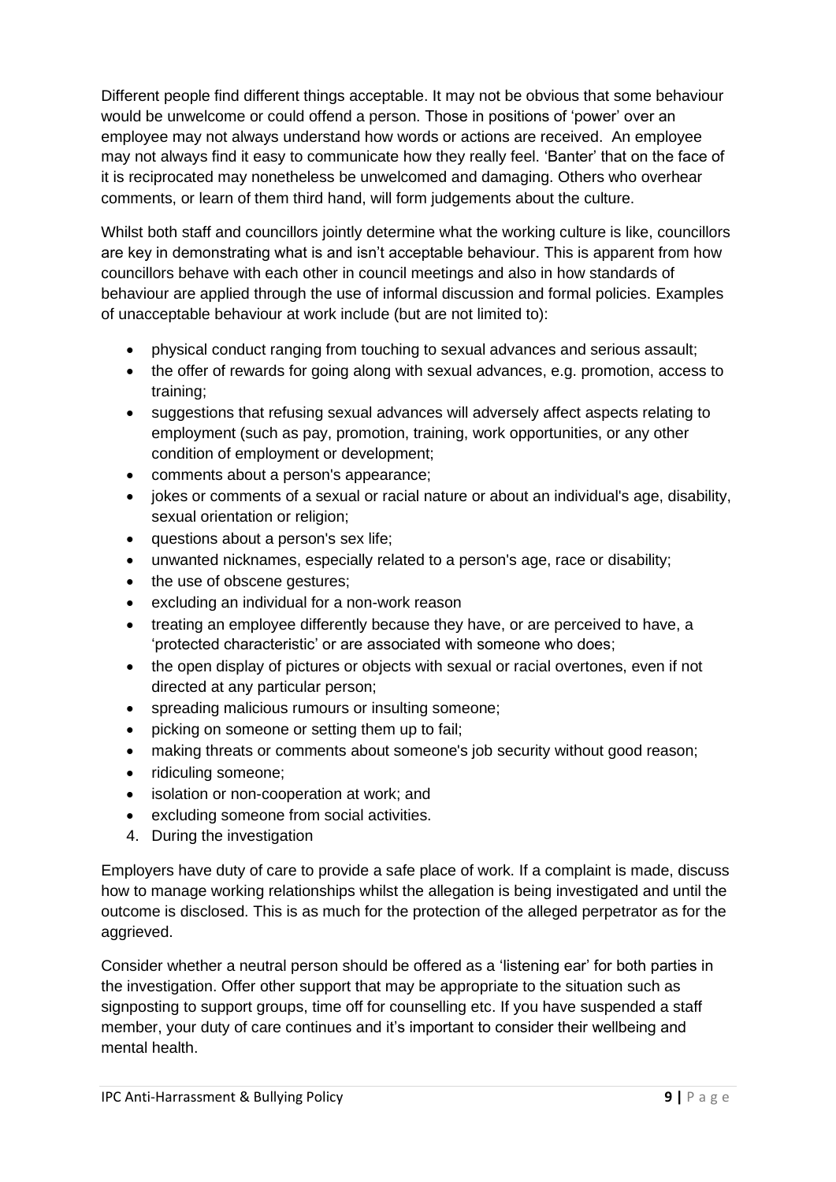Different people find different things acceptable. It may not be obvious that some behaviour would be unwelcome or could offend a person. Those in positions of 'power' over an employee may not always understand how words or actions are received. An employee may not always find it easy to communicate how they really feel. 'Banter' that on the face of it is reciprocated may nonetheless be unwelcomed and damaging. Others who overhear comments, or learn of them third hand, will form judgements about the culture.

Whilst both staff and councillors jointly determine what the working culture is like, councillors are key in demonstrating what is and isn't acceptable behaviour. This is apparent from how councillors behave with each other in council meetings and also in how standards of behaviour are applied through the use of informal discussion and formal policies. Examples of unacceptable behaviour at work include (but are not limited to):

- physical conduct ranging from touching to sexual advances and serious assault;
- the offer of rewards for going along with sexual advances, e.g. promotion, access to training;
- suggestions that refusing sexual advances will adversely affect aspects relating to employment (such as pay, promotion, training, work opportunities, or any other condition of employment or development;
- comments about a person's appearance;
- jokes or comments of a sexual or racial nature or about an individual's age, disability, sexual orientation or religion;
- questions about a person's sex life;
- unwanted nicknames, especially related to a person's age, race or disability;
- the use of obscene gestures;
- excluding an individual for a non-work reason
- treating an employee differently because they have, or are perceived to have, a 'protected characteristic' or are associated with someone who does;
- the open display of pictures or objects with sexual or racial overtones, even if not directed at any particular person;
- spreading malicious rumours or insulting someone;
- picking on someone or setting them up to fail;
- making threats or comments about someone's job security without good reason;
- ridiculing someone;
- isolation or non-cooperation at work; and
- excluding someone from social activities.

4. During the investigation

Employers have duty of care to provide a safe place of work. If a complaint is made, discuss how to manage working relationships whilst the allegation is being investigated and until the outcome is disclosed. This is as much for the protection of the alleged perpetrator as for the aggrieved.

Consider whether a neutral person should be offered as a 'listening ear' for both parties in the investigation. Offer other support that may be appropriate to the situation such as signposting to support groups, time off for counselling etc. If you have suspended a staff member, your duty of care continues and it's important to consider their wellbeing and mental health.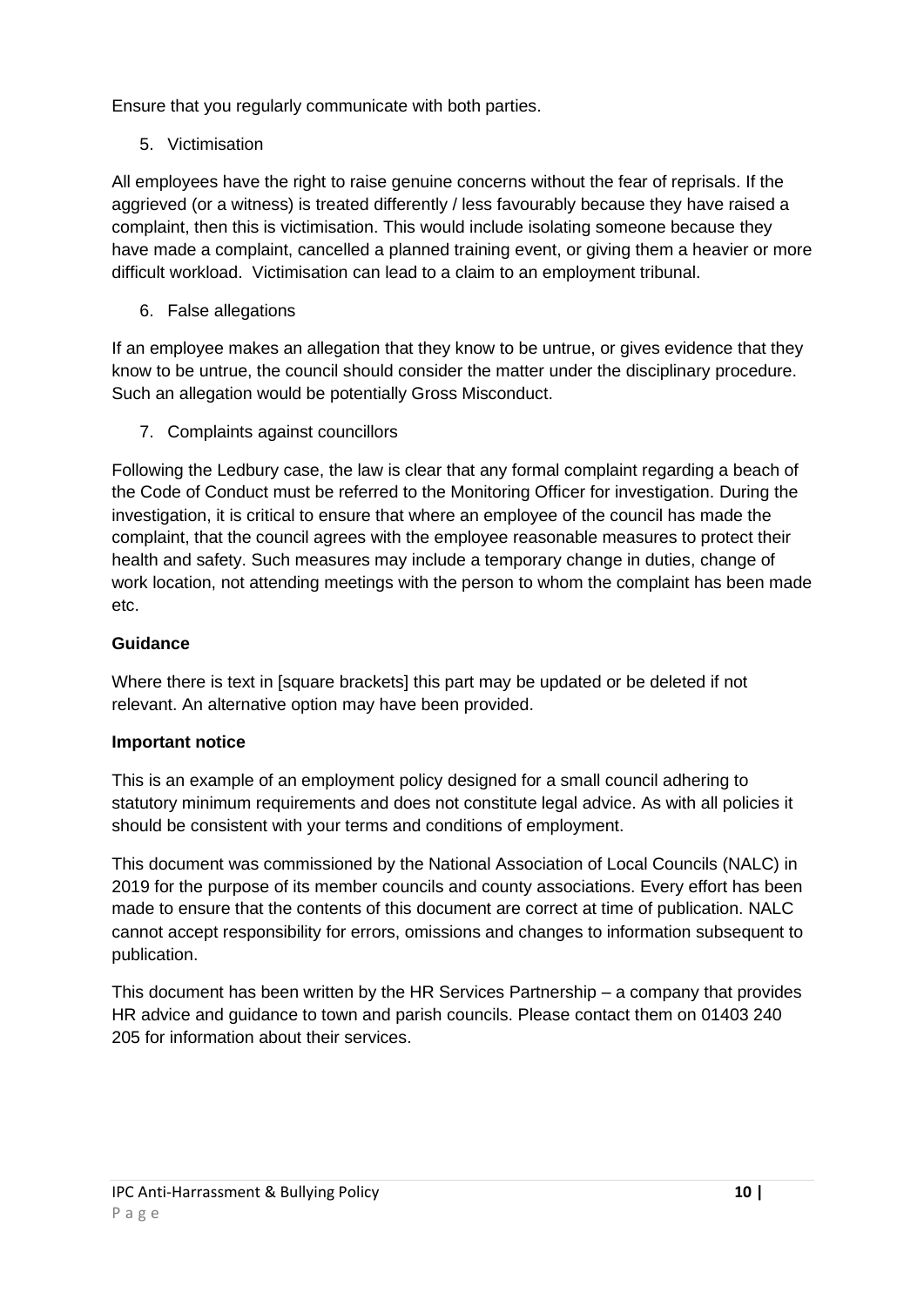Ensure that you regularly communicate with both parties.

5. Victimisation

All employees have the right to raise genuine concerns without the fear of reprisals. If the aggrieved (or a witness) is treated differently / less favourably because they have raised a complaint, then this is victimisation. This would include isolating someone because they have made a complaint, cancelled a planned training event, or giving them a heavier or more difficult workload. Victimisation can lead to a claim to an employment tribunal.

6. False allegations

If an employee makes an allegation that they know to be untrue, or gives evidence that they know to be untrue, the council should consider the matter under the disciplinary procedure. Such an allegation would be potentially Gross Misconduct.

7. Complaints against councillors

Following the Ledbury case, the law is clear that any formal complaint regarding a beach of the Code of Conduct must be referred to the Monitoring Officer for investigation. During the investigation, it is critical to ensure that where an employee of the council has made the complaint, that the council agrees with the employee reasonable measures to protect their health and safety. Such measures may include a temporary change in duties, change of work location, not attending meetings with the person to whom the complaint has been made etc.

**Guidance**

Where there is text in [square brackets] this part may be updated or be deleted if not relevant. An alternative option may have been provided.

**Important notice**

This is an example of an employment policy designed for a small council adhering to statutory minimum requirements and does not constitute legal advice. As with all policies it should be consistent with your terms and conditions of employment.

This document was commissioned by the National Association of Local Councils (NALC) in 2019 for the purpose of its member councils and county associations. Every effort has been made to ensure that the contents of this document are correct at time of publication. NALC cannot accept responsibility for errors, omissions and changes to information subsequent to publication.

This document has been written by the HR Services Partnership – a company that provides HR advice and guidance to town and parish councils. Please contact them on 01403 240 205 for information about their services.